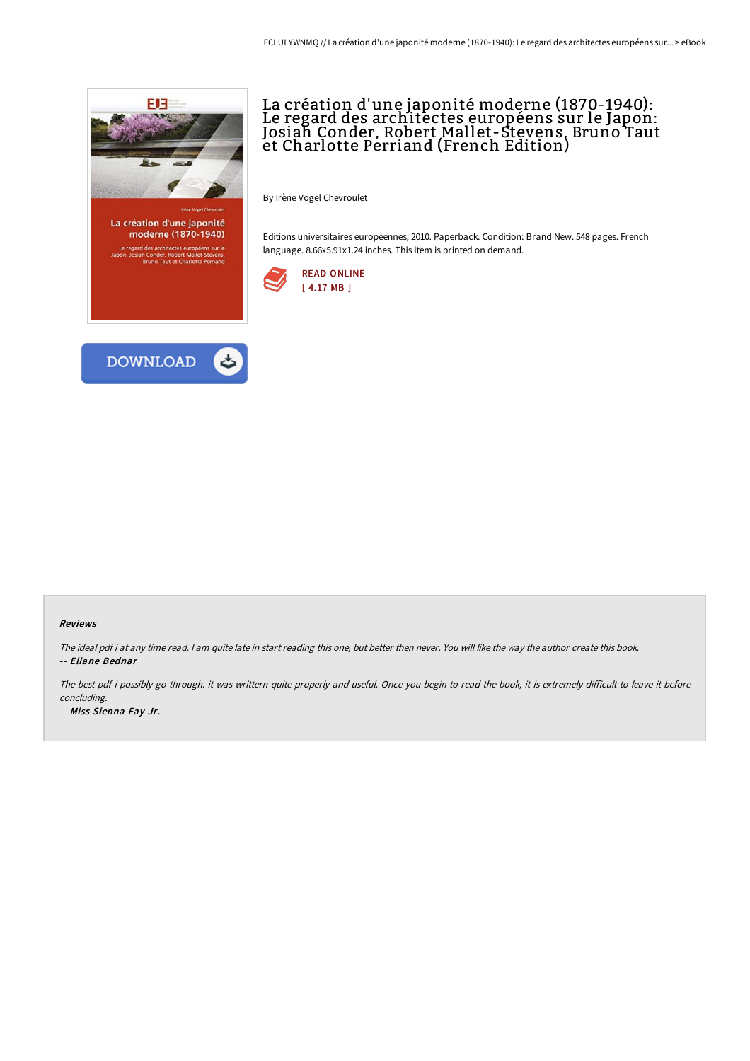# La création d'une japonité moderne (1870-1940): Le regard des architectes européens sur le Japon: Josiah Conder, Robert Mallet-Stevens, Bruno Taut et Charlotte Perriand (French Edition)

By Irène Vogel Chevroulet

Editions universitaires europeennes, 2010. Paperback. Condition: Brand New. 548 pages. French language. 8.66x5.91x1.24 inches. This item is printed on demand.

READ ONLINE
[ 4.17 MB ]

DOWNLOAD

#### Reviews

*The ideal pdf i at any time read. I am quite late in start reading this one, but better then never. You will like the way the author create this book.*
*-- Eliane Bednar*

*The best pdf i possibly go through. it was writtern quite properly and useful. Once you begin to read the book, it is extremely difficult to leave it before concluding.*
*-- Miss Sienna Fay Jr.*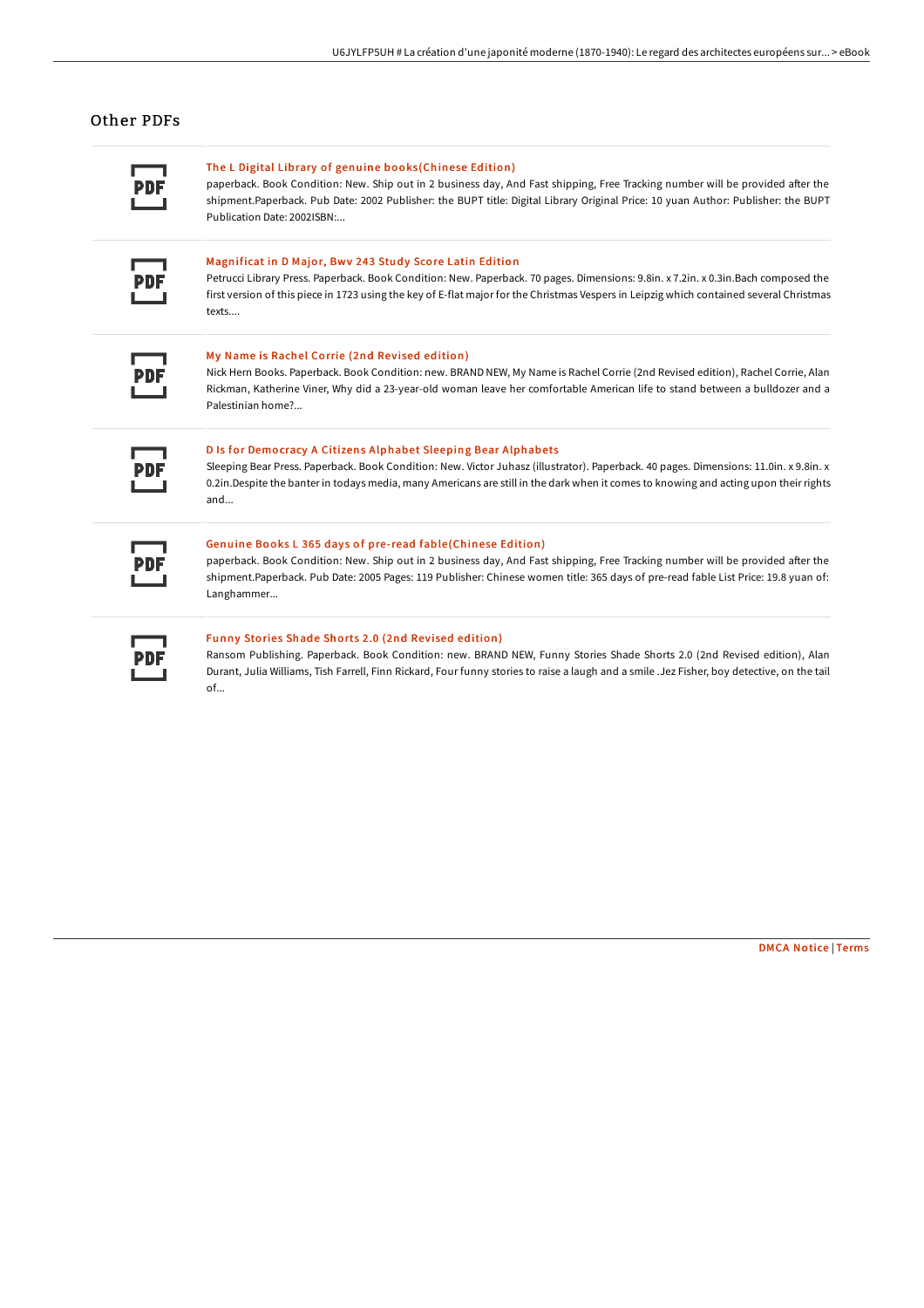## Other PDFs

### The L Digital Library of genuine books(Chinese Edition)

paperback. Book Condition: New. Ship out in 2 business day, And Fast shipping, Free Tracking number will be provided after the shipment.Paperback. Pub Date: 2002 Publisher: the BUPT title: Digital Library Original Price: 10 yuan Author: Publisher: the BUPT Publication Date: 2002ISBN:...

### Magnificat in D Major, Bwv 243 Study Score Latin Edition

Petrucci Library Press. Paperback. Book Condition: New. Paperback. 70 pages. Dimensions: 9.8in. x 7.2in. x 0.3in.Bach composed the first version of this piece in 1723 using the key of E-flat major for the Christmas Vespers in Leipzig which contained several Christmas texts....

### My Name is Rachel Corrie (2nd Revised edition)

Nick Hern Books. Paperback. Book Condition: new. BRAND NEW, My Name is Rachel Corrie (2nd Revised edition), Rachel Corrie, Alan Rickman, Katherine Viner, Why did a 23-year-old woman leave her comfortable American life to stand between a bulldozer and a Palestinian home?...

### D Is for Democracy A Citizens Alphabet Sleeping Bear Alphabets

Sleeping Bear Press. Paperback. Book Condition: New. Victor Juhasz (illustrator). Paperback. 40 pages. Dimensions: 11.0in. x 9.8in. x 0.2in.Despite the banter in todays media, many Americans are still in the dark when it comes to knowing and acting upon their rights and...

### Genuine Books L 365 days of pre-read fable(Chinese Edition)

paperback. Book Condition: New. Ship out in 2 business day, And Fast shipping, Free Tracking number will be provided after the shipment.Paperback. Pub Date: 2005 Pages: 119 Publisher: Chinese women title: 365 days of pre-read fable List Price: 19.8 yuan of: Langhammer...

### Funny Stories Shade Shorts 2.0 (2nd Revised edition)

Ransom Publishing. Paperback. Book Condition: new. BRAND NEW, Funny Stories Shade Shorts 2.0 (2nd Revised edition), Alan Durant, Julia Williams, Tish Farrell, Finn Rickard, Four funny stories to raise a laugh and a smile .Jez Fisher, boy detective, on the tail of...

DMCA Notice | Terms